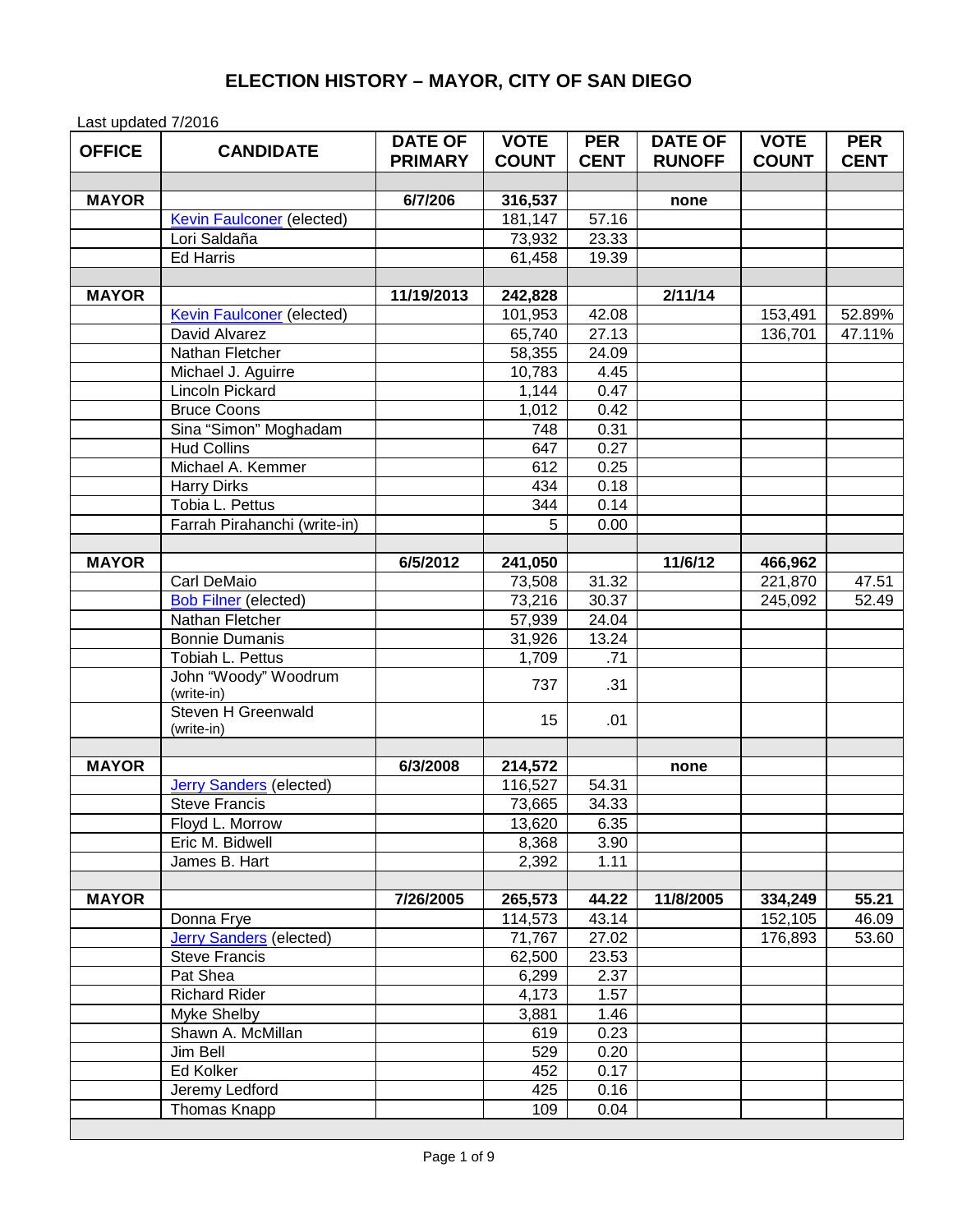# ELECTION HISTORY – MAYOR, CITY OF SAN DIEGO

Last updated 7/2016

| OFFICE | CANDIDATE | DATE OF PRIMARY | VOTE COUNT | PER CENT | DATE OF RUNOFF | VOTE COUNT | PER CENT |
|---|---|---|---|---|---|---|---|
| | | | | | | | |
| **MAYOR** | | **6/7/206** | **316,537** | | **none** | | |
| | Kevin Faulconer (elected) | | 181,147 | 57.16 | | | |
| | Lori Saldaña | | 73,932 | 23.33 | | | |
| | Ed Harris | | 61,458 | 19.39 | | | |
| | | | | | | | |
| **MAYOR** | | **11/19/2013** | **242,828** | | **2/11/14** | | |
| | Kevin Faulconer (elected) | | 101,953 | 42.08 | | 153,491 | 52.89% |
| | David Alvarez | | 65,740 | 27.13 | | 136,701 | 47.11% |
| | Nathan Fletcher | | 58,355 | 24.09 | | | |
| | Michael J. Aguirre | | 10,783 | 4.45 | | | |
| | Lincoln Pickard | | 1,144 | 0.47 | | | |
| | Bruce Coons | | 1,012 | 0.42 | | | |
| | Sina "Simon" Moghadam | | 748 | 0.31 | | | |
| | Hud Collins | | 647 | 0.27 | | | |
| | Michael A. Kemmer | | 612 | 0.25 | | | |
| | Harry Dirks | | 434 | 0.18 | | | |
| | Tobia L. Pettus | | 344 | 0.14 | | | |
| | Farrah Pirahanchi (write-in) | | 5 | 0.00 | | | |
| | | | | | | | |
| **MAYOR** | | **6/5/2012** | **241,050** | | **11/6/12** | **466,962** | |
| | Carl DeMaio | | 73,508 | 31.32 | | 221,870 | 47.51 |
| | Bob Filner (elected) | | 73,216 | 30.37 | | 245,092 | 52.49 |
| | Nathan Fletcher | | 57,939 | 24.04 | | | |
| | Bonnie Dumanis | | 31,926 | 13.24 | | | |
| | Tobiah L. Pettus | | 1,709 | .71 | | | |
| | John "Woody" Woodrum (write-in) | | 737 | .31 | | | |
| | Steven H Greenwald (write-in) | | 15 | .01 | | | |
| | | | | | | | |
| **MAYOR** | | **6/3/2008** | **214,572** | | **none** | | |
| | Jerry Sanders (elected) | | 116,527 | 54.31 | | | |
| | Steve Francis | | 73,665 | 34.33 | | | |
| | Floyd L. Morrow | | 13,620 | 6.35 | | | |
| | Eric M. Bidwell | | 8,368 | 3.90 | | | |
| | James B. Hart | | 2,392 | 1.11 | | | |
| | | | | | | | |
| **MAYOR** | | **7/26/2005** | **265,573** | **44.22** | **11/8/2005** | **334,249** | **55.21** |
| | Donna Frye | | 114,573 | 43.14 | | 152,105 | 46.09 |
| | Jerry Sanders (elected) | | 71,767 | 27.02 | | 176,893 | 53.60 |
| | Steve Francis | | 62,500 | 23.53 | | | |
| | Pat Shea | | 6,299 | 2.37 | | | |
| | Richard Rider | | 4,173 | 1.57 | | | |
| | Myke Shelby | | 3,881 | 1.46 | | | |
| | Shawn A. McMillan | | 619 | 0.23 | | | |
| | Jim Bell | | 529 | 0.20 | | | |
| | Ed Kolker | | 452 | 0.17 | | | |
| | Jeremy Ledford | | 425 | 0.16 | | | |
| | Thomas Knapp | | 109 | 0.04 | | | |
| | | | | | | | |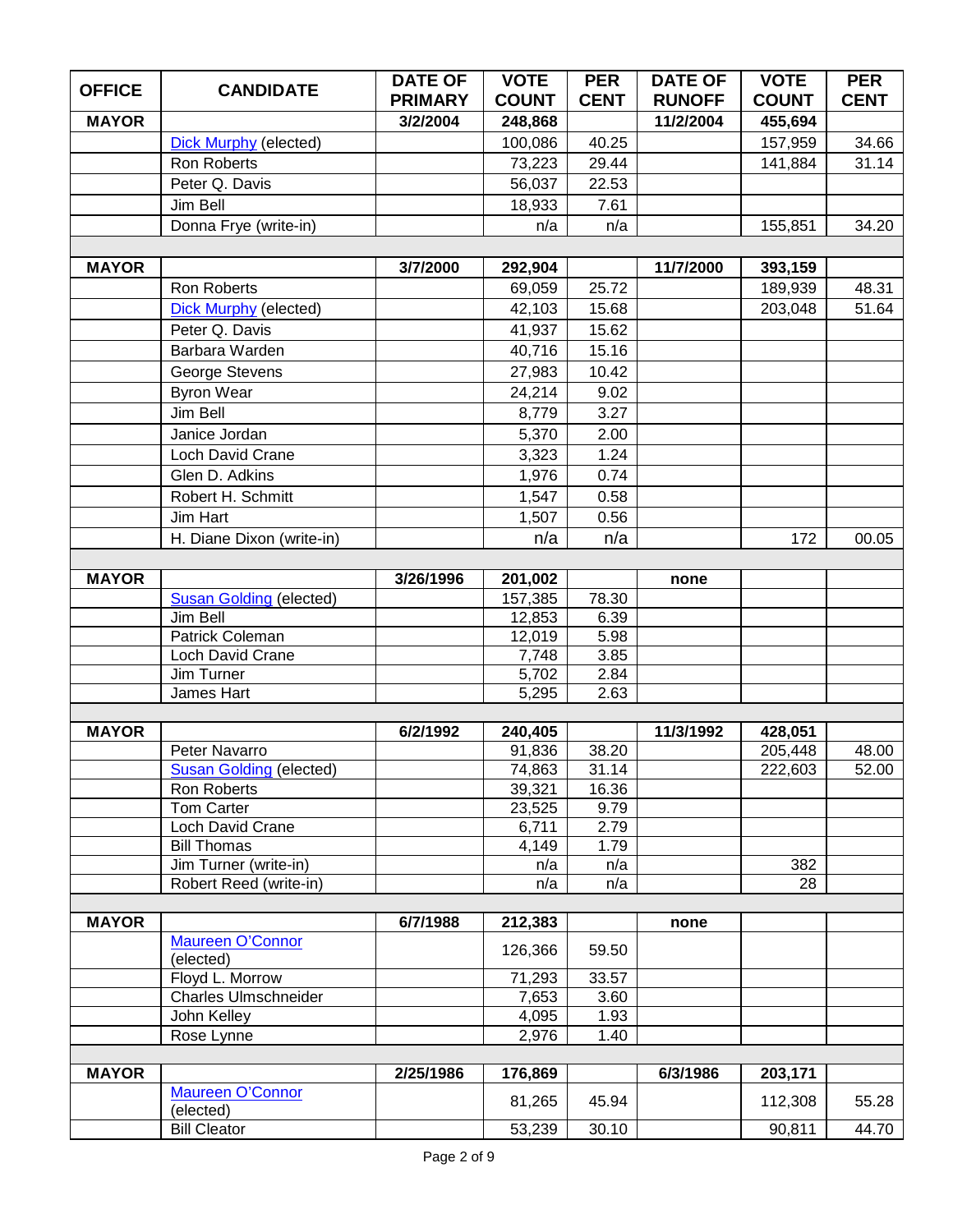| OFFICE | CANDIDATE | DATE OF PRIMARY | VOTE COUNT | PER CENT | DATE OF RUNOFF | VOTE COUNT | PER CENT |
|---|---|---|---|---|---|---|---|
| **MAYOR** | | **3/2/2004** | **248,868** | | **11/2/2004** | **455,694** | |
| | Dick Murphy (elected) | | 100,086 | 40.25 | | 157,959 | 34.66 |
| | Ron Roberts | | 73,223 | 29.44 | | 141,884 | 31.14 |
| | Peter Q. Davis | | 56,037 | 22.53 | | | |
| | Jim Bell | | 18,933 | 7.61 | | | |
| | Donna Frye (write-in) | | n/a | n/a | | 155,851 | 34.20 |
| | | | | | | | |
| **MAYOR** | | **3/7/2000** | **292,904** | | **11/7/2000** | **393,159** | |
| | Ron Roberts | | 69,059 | 25.72 | | 189,939 | 48.31 |
| | Dick Murphy (elected) | | 42,103 | 15.68 | | 203,048 | 51.64 |
| | Peter Q. Davis | | 41,937 | 15.62 | | | |
| | Barbara Warden | | 40,716 | 15.16 | | | |
| | George Stevens | | 27,983 | 10.42 | | | |
| | Byron Wear | | 24,214 | 9.02 | | | |
| | Jim Bell | | 8,779 | 3.27 | | | |
| | Janice Jordan | | 5,370 | 2.00 | | | |
| | Loch David Crane | | 3,323 | 1.24 | | | |
| | Glen D. Adkins | | 1,976 | 0.74 | | | |
| | Robert H. Schmitt | | 1,547 | 0.58 | | | |
| | Jim Hart | | 1,507 | 0.56 | | | |
| | H. Diane Dixon (write-in) | | n/a | n/a | | 172 | 00.05 |
| | | | | | | | |
| **MAYOR** | | **3/26/1996** | **201,002** | | **none** | | |
| | Susan Golding (elected) | | 157,385 | 78.30 | | | |
| | Jim Bell | | 12,853 | 6.39 | | | |
| | Patrick Coleman | | 12,019 | 5.98 | | | |
| | Loch David Crane | | 7,748 | 3.85 | | | |
| | Jim Turner | | 5,702 | 2.84 | | | |
| | James Hart | | 5,295 | 2.63 | | | |
| | | | | | | | |
| **MAYOR** | | **6/2/1992** | **240,405** | | **11/3/1992** | **428,051** | |
| | Peter Navarro | | 91,836 | 38.20 | | 205,448 | 48.00 |
| | Susan Golding (elected) | | 74,863 | 31.14 | | 222,603 | 52.00 |
| | Ron Roberts | | 39,321 | 16.36 | | | |
| | Tom Carter | | 23,525 | 9.79 | | | |
| | Loch David Crane | | 6,711 | 2.79 | | | |
| | Bill Thomas | | 4,149 | 1.79 | | | |
| | Jim Turner (write-in) | | n/a | n/a | | 382 | |
| | Robert Reed (write-in) | | n/a | n/a | | 28 | |
| | | | | | | | |
| **MAYOR** | | **6/7/1988** | **212,383** | | **none** | | |
| | Maureen O'Connor (elected) | | 126,366 | 59.50 | | | |
| | Floyd L. Morrow | | 71,293 | 33.57 | | | |
| | Charles Ulmschneider | | 7,653 | 3.60 | | | |
| | John Kelley | | 4,095 | 1.93 | | | |
| | Rose Lynne | | 2,976 | 1.40 | | | |
| | | | | | | | |
| **MAYOR** | | **2/25/1986** | **176,869** | | **6/3/1986** | **203,171** | |
| | Maureen O'Connor (elected) | | 81,265 | 45.94 | | 112,308 | 55.28 |
| | Bill Cleator | | 53,239 | 30.10 | | 90,811 | 44.70 |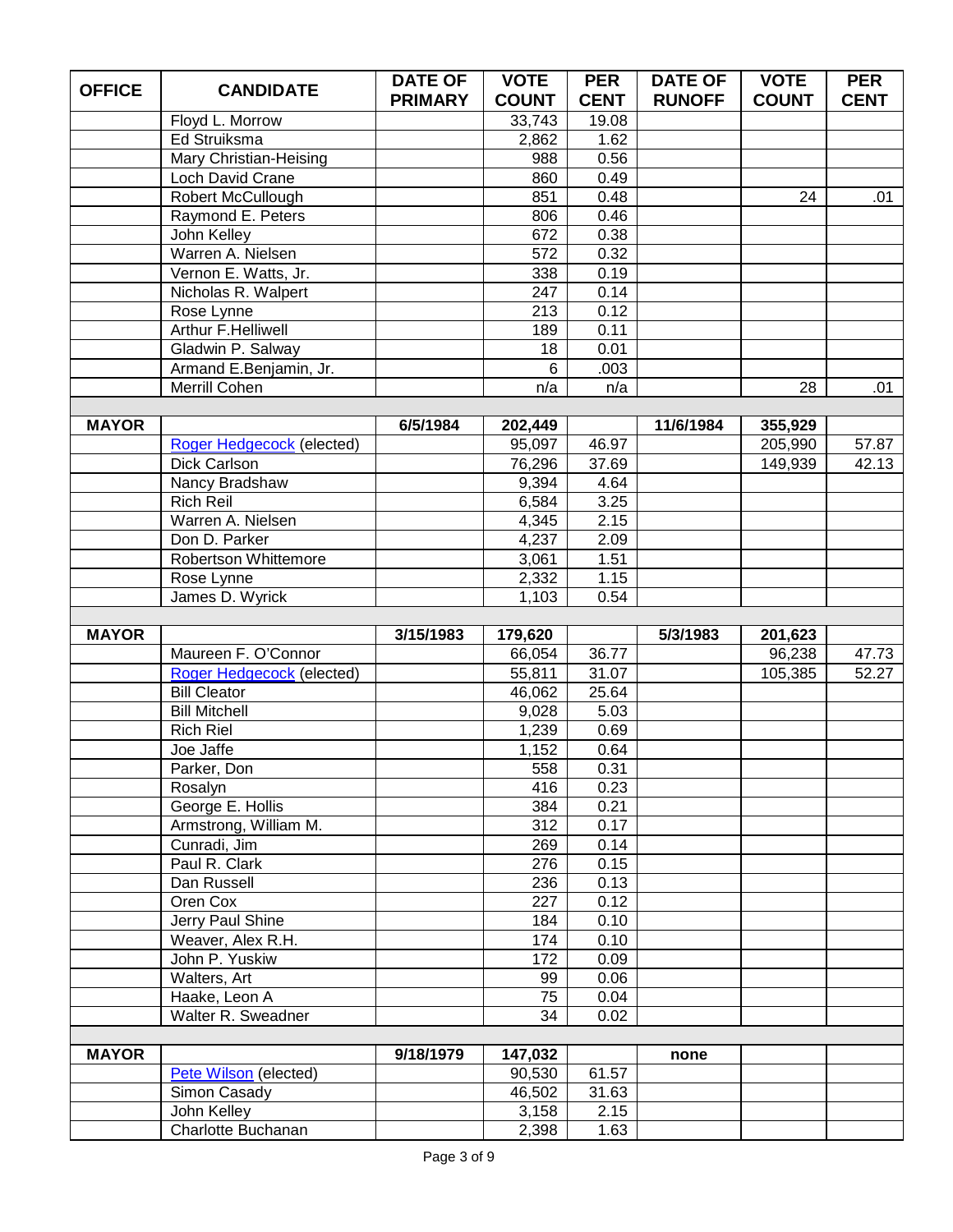| OFFICE | CANDIDATE | DATE OF PRIMARY | VOTE COUNT | PER CENT | DATE OF RUNOFF | VOTE COUNT | PER CENT |
|---|---|---|---|---|---|---|---|
| | Floyd L. Morrow | | 33,743 | 19.08 | | | |
| | Ed Struiksma | | 2,862 | 1.62 | | | |
| | Mary Christian-Heising | | 988 | 0.56 | | | |
| | Loch David Crane | | 860 | 0.49 | | | |
| | Robert McCullough | | 851 | 0.48 | | 24 | .01 |
| | Raymond E. Peters | | 806 | 0.46 | | | |
| | John Kelley | | 672 | 0.38 | | | |
| | Warren A. Nielsen | | 572 | 0.32 | | | |
| | Vernon E. Watts, Jr. | | 338 | 0.19 | | | |
| | Nicholas R. Walpert | | 247 | 0.14 | | | |
| | Rose Lynne | | 213 | 0.12 | | | |
| | Arthur F.Helliwell | | 189 | 0.11 | | | |
| | Gladwin P. Salway | | 18 | 0.01 | | | |
| | Armand E.Benjamin, Jr. | | 6 | .003 | | | |
| | Merrill Cohen | | n/a | n/a | | 28 | .01 |
| | | | | | | | |
| **MAYOR** | | **6/5/1984** | **202,449** | | **11/6/1984** | **355,929** | |
| | Roger Hedgecock (elected) | | 95,097 | 46.97 | | 205,990 | 57.87 |
| | Dick Carlson | | 76,296 | 37.69 | | 149,939 | 42.13 |
| | Nancy Bradshaw | | 9,394 | 4.64 | | | |
| | Rich Reil | | 6,584 | 3.25 | | | |
| | Warren A. Nielsen | | 4,345 | 2.15 | | | |
| | Don D. Parker | | 4,237 | 2.09 | | | |
| | Robertson Whittemore | | 3,061 | 1.51 | | | |
| | Rose Lynne | | 2,332 | 1.15 | | | |
| | James D. Wyrick | | 1,103 | 0.54 | | | |
| | | | | | | | |
| **MAYOR** | | **3/15/1983** | **179,620** | | **5/3/1983** | **201,623** | |
| | Maureen F. O'Connor | | 66,054 | 36.77 | | 96,238 | 47.73 |
| | Roger Hedgecock (elected) | | 55,811 | 31.07 | | 105,385 | 52.27 |
| | Bill Cleator | | 46,062 | 25.64 | | | |
| | Bill Mitchell | | 9,028 | 5.03 | | | |
| | Rich Riel | | 1,239 | 0.69 | | | |
| | Joe Jaffe | | 1,152 | 0.64 | | | |
| | Parker, Don | | 558 | 0.31 | | | |
| | Rosalyn | | 416 | 0.23 | | | |
| | George E. Hollis | | 384 | 0.21 | | | |
| | Armstrong, William M. | | 312 | 0.17 | | | |
| | Cunradi, Jim | | 269 | 0.14 | | | |
| | Paul R. Clark | | 276 | 0.15 | | | |
| | Dan Russell | | 236 | 0.13 | | | |
| | Oren Cox | | 227 | 0.12 | | | |
| | Jerry Paul Shine | | 184 | 0.10 | | | |
| | Weaver, Alex R.H. | | 174 | 0.10 | | | |
| | John P. Yuskiw | | 172 | 0.09 | | | |
| | Walters, Art | | 99 | 0.06 | | | |
| | Haake, Leon A | | 75 | 0.04 | | | |
| | Walter R. Sweadner | | 34 | 0.02 | | | |
| | | | | | | | |
| **MAYOR** | | **9/18/1979** | **147,032** | | **none** | | |
| | Pete Wilson (elected) | | 90,530 | 61.57 | | | |
| | Simon Casady | | 46,502 | 31.63 | | | |
| | John Kelley | | 3,158 | 2.15 | | | |
| | Charlotte Buchanan | | 2,398 | 1.63 | | | |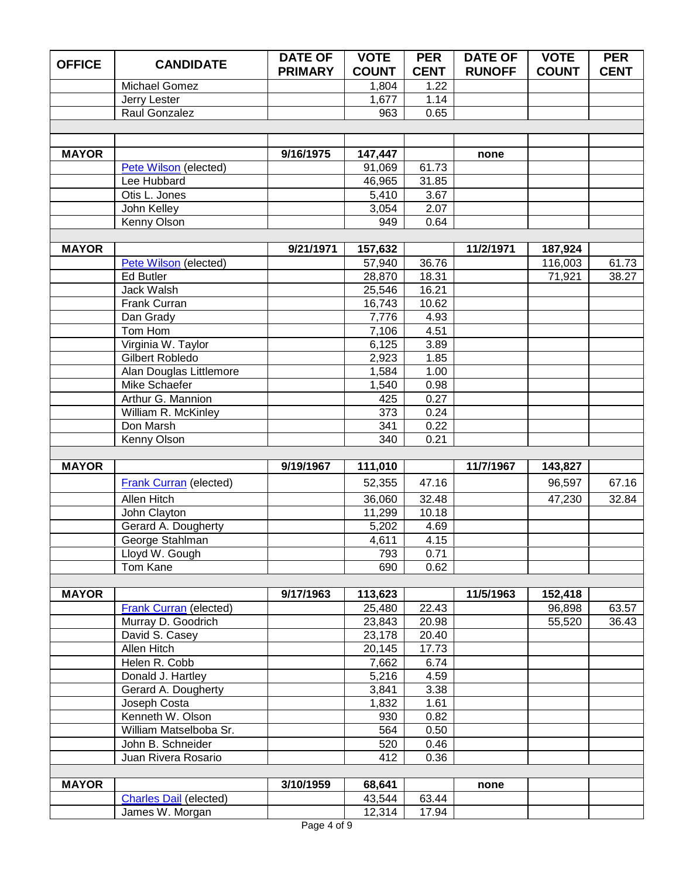| OFFICE | CANDIDATE | DATE OF PRIMARY | VOTE COUNT | PER CENT | DATE OF RUNOFF | VOTE COUNT | PER CENT |
|---|---|---|---|---|---|---|---|
| | Michael Gomez | | 1,804 | 1.22 | | | |
| | Jerry Lester | | 1,677 | 1.14 | | | |
| | Raul Gonzalez | | 963 | 0.65 | | | |
| | | | | | | | |
| | | | | | | | |
| **MAYOR** | | **9/16/1975** | **147,447** | | **none** | | |
| | Pete Wilson (elected) | | 91,069 | 61.73 | | | |
| | Lee Hubbard | | 46,965 | 31.85 | | | |
| | Otis L. Jones | | 5,410 | 3.67 | | | |
| | John Kelley | | 3,054 | 2.07 | | | |
| | Kenny Olson | | 949 | 0.64 | | | |
| | | | | | | | |
| **MAYOR** | | **9/21/1971** | **157,632** | | **11/2/1971** | **187,924** | |
| | Pete Wilson (elected) | | 57,940 | 36.76 | | 116,003 | 61.73 |
| | Ed Butler | | 28,870 | 18.31 | | 71,921 | 38.27 |
| | Jack Walsh | | 25,546 | 16.21 | | | |
| | Frank Curran | | 16,743 | 10.62 | | | |
| | Dan Grady | | 7,776 | 4.93 | | | |
| | Tom Hom | | 7,106 | 4.51 | | | |
| | Virginia W. Taylor | | 6,125 | 3.89 | | | |
| | Gilbert Robledo | | 2,923 | 1.85 | | | |
| | Alan Douglas Littlemore | | 1,584 | 1.00 | | | |
| | Mike Schaefer | | 1,540 | 0.98 | | | |
| | Arthur G. Mannion | | 425 | 0.27 | | | |
| | William R. McKinley | | 373 | 0.24 | | | |
| | Don Marsh | | 341 | 0.22 | | | |
| | Kenny Olson | | 340 | 0.21 | | | |
| | | | | | | | |
| **MAYOR** | | **9/19/1967** | **111,010** | | **11/7/1967** | **143,827** | |
| | Frank Curran (elected) | | 52,355 | 47.16 | | 96,597 | 67.16 |
| | Allen Hitch | | 36,060 | 32.48 | | 47,230 | 32.84 |
| | John Clayton | | 11,299 | 10.18 | | | |
| | Gerard A. Dougherty | | 5,202 | 4.69 | | | |
| | George Stahlman | | 4,611 | 4.15 | | | |
| | Lloyd W. Gough | | 793 | 0.71 | | | |
| | Tom Kane | | 690 | 0.62 | | | |
| | | | | | | | |
| **MAYOR** | | **9/17/1963** | **113,623** | | **11/5/1963** | **152,418** | |
| | Frank Curran (elected) | | 25,480 | 22.43 | | 96,898 | 63.57 |
| | Murray D. Goodrich | | 23,843 | 20.98 | | 55,520 | 36.43 |
| | David S. Casey | | 23,178 | 20.40 | | | |
| | Allen Hitch | | 20,145 | 17.73 | | | |
| | Helen R. Cobb | | 7,662 | 6.74 | | | |
| | Donald J. Hartley | | 5,216 | 4.59 | | | |
| | Gerard A. Dougherty | | 3,841 | 3.38 | | | |
| | Joseph Costa | | 1,832 | 1.61 | | | |
| | Kenneth W. Olson | | 930 | 0.82 | | | |
| | William Matselboba Sr. | | 564 | 0.50 | | | |
| | John B. Schneider | | 520 | 0.46 | | | |
| | Juan Rivera Rosario | | 412 | 0.36 | | | |
| | | | | | | | |
| **MAYOR** | | **3/10/1959** | **68,641** | | **none** | | |
| | Charles Dail (elected) | | 43,544 | 63.44 | | | |
| | James W. Morgan | | 12,314 | 17.94 | | | |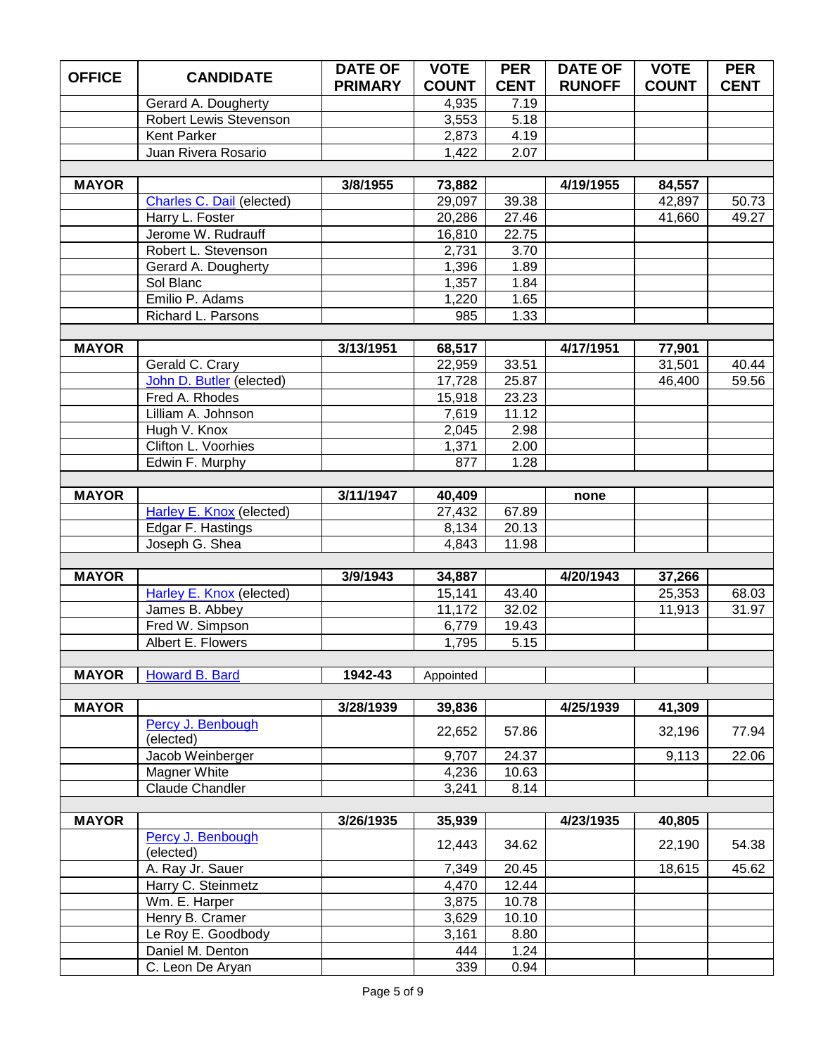| OFFICE | CANDIDATE | DATE OF PRIMARY | VOTE COUNT | PER CENT | DATE OF RUNOFF | VOTE COUNT | PER CENT |
|---|---|---|---|---|---|---|---|
| | Gerard A. Dougherty | | 4,935 | 7.19 | | | |
| | Robert Lewis Stevenson | | 3,553 | 5.18 | | | |
| | Kent Parker | | 2,873 | 4.19 | | | |
| | Juan Rivera Rosario | | 1,422 | 2.07 | | | |
| | | | | | | | |
| **MAYOR** | | **3/8/1955** | **73,882** | | **4/19/1955** | **84,557** | |
| | Charles C. Dail (elected) | | 29,097 | 39.38 | | 42,897 | 50.73 |
| | Harry L. Foster | | 20,286 | 27.46 | | 41,660 | 49.27 |
| | Jerome W. Rudrauff | | 16,810 | 22.75 | | | |
| | Robert L. Stevenson | | 2,731 | 3.70 | | | |
| | Gerard A. Dougherty | | 1,396 | 1.89 | | | |
| | Sol Blanc | | 1,357 | 1.84 | | | |
| | Emilio P. Adams | | 1,220 | 1.65 | | | |
| | Richard L. Parsons | | 985 | 1.33 | | | |
| | | | | | | | |
| **MAYOR** | | **3/13/1951** | **68,517** | | **4/17/1951** | **77,901** | |
| | Gerald C. Crary | | 22,959 | 33.51 | | 31,501 | 40.44 |
| | John D. Butler (elected) | | 17,728 | 25.87 | | 46,400 | 59.56 |
| | Fred A. Rhodes | | 15,918 | 23.23 | | | |
| | Lilliam A. Johnson | | 7,619 | 11.12 | | | |
| | Hugh V. Knox | | 2,045 | 2.98 | | | |
| | Clifton L. Voorhies | | 1,371 | 2.00 | | | |
| | Edwin F. Murphy | | 877 | 1.28 | | | |
| | | | | | | | |
| **MAYOR** | | **3/11/1947** | **40,409** | | **none** | | |
| | Harley E. Knox (elected) | | 27,432 | 67.89 | | | |
| | Edgar F. Hastings | | 8,134 | 20.13 | | | |
| | Joseph G. Shea | | 4,843 | 11.98 | | | |
| | | | | | | | |
| **MAYOR** | | **3/9/1943** | **34,887** | | **4/20/1943** | **37,266** | |
| | Harley E. Knox (elected) | | 15,141 | 43.40 | | 25,353 | 68.03 |
| | James B. Abbey | | 11,172 | 32.02 | | 11,913 | 31.97 |
| | Fred W. Simpson | | 6,779 | 19.43 | | | |
| | Albert E. Flowers | | 1,795 | 5.15 | | | |
| | | | | | | | |
| **MAYOR** | Howard B. Bard | **1942-43** | Appointed | | | | |
| | | | | | | | |
| **MAYOR** | | **3/28/1939** | **39,836** | | **4/25/1939** | **41,309** | |
| | Percy J. Benbough (elected) | | 22,652 | 57.86 | | 32,196 | 77.94 |
| | Jacob Weinberger | | 9,707 | 24.37 | | 9,113 | 22.06 |
| | Magner White | | 4,236 | 10.63 | | | |
| | Claude Chandler | | 3,241 | 8.14 | | | |
| | | | | | | | |
| **MAYOR** | | **3/26/1935** | **35,939** | | **4/23/1935** | **40,805** | |
| | Percy J. Benbough (elected) | | 12,443 | 34.62 | | 22,190 | 54.38 |
| | A. Ray Jr. Sauer | | 7,349 | 20.45 | | 18,615 | 45.62 |
| | Harry C. Steinmetz | | 4,470 | 12.44 | | | |
| | Wm. E. Harper | | 3,875 | 10.78 | | | |
| | Henry B. Cramer | | 3,629 | 10.10 | | | |
| | Le Roy E. Goodbody | | 3,161 | 8.80 | | | |
| | Daniel M. Denton | | 444 | 1.24 | | | |
| | C. Leon De Aryan | | 339 | 0.94 | | | |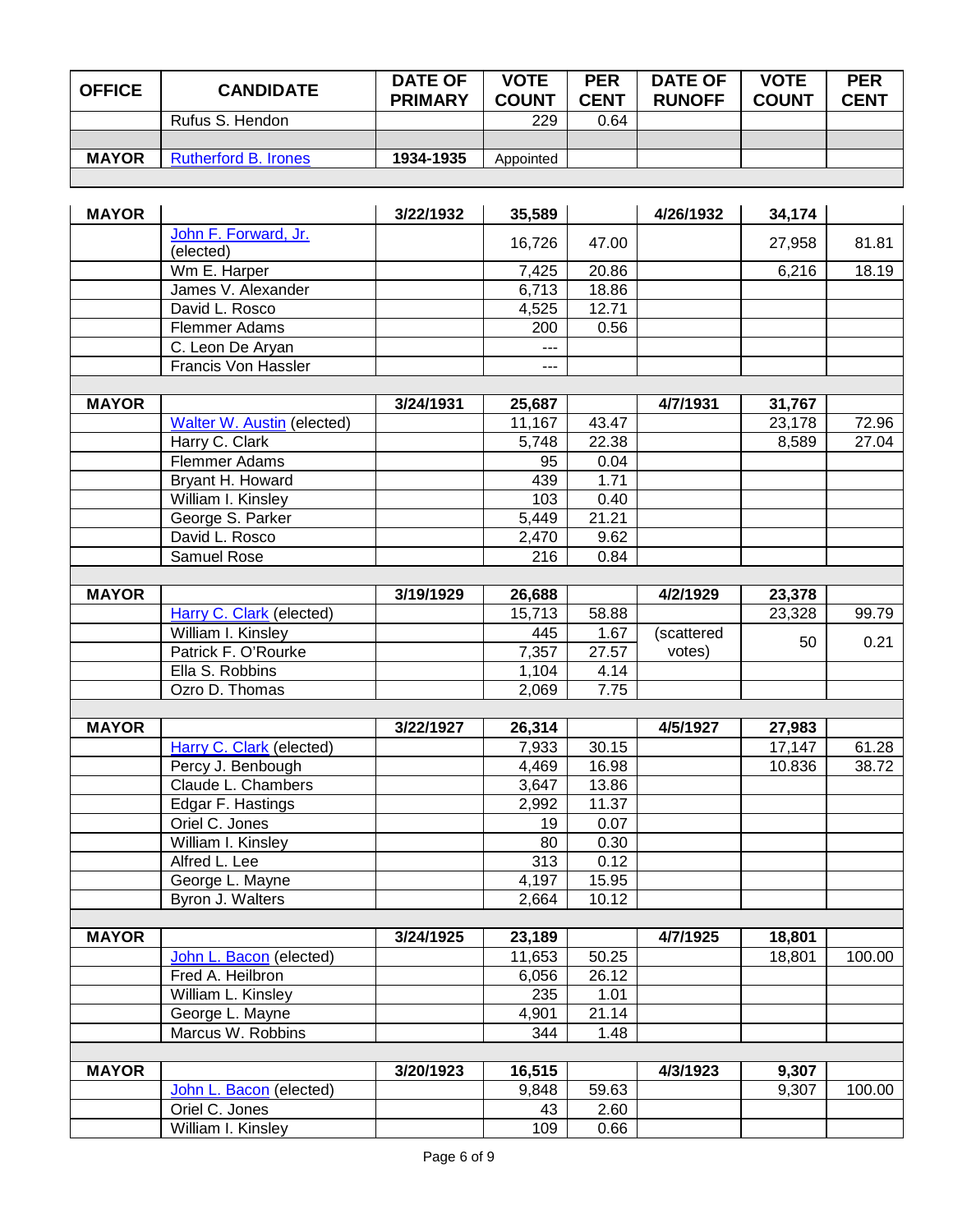| OFFICE | CANDIDATE | DATE OF PRIMARY | VOTE COUNT | PER CENT | DATE OF RUNOFF | VOTE COUNT | PER CENT |
|---|---|---|---|---|---|---|---|
| | Rufus S. Hendon | | 229 | 0.64 | | | |
| | | | | | | | |
| **MAYOR** | Rutherford B. Irones | **1934-1935** | Appointed | | | | |
| | | | | | | | |
| **MAYOR** | | **3/22/1932** | **35,589** | | **4/26/1932** | **34,174** | |
| | John F. Forward, Jr. (elected) | | 16,726 | 47.00 | | 27,958 | 81.81 |
| | Wm E. Harper | | 7,425 | 20.86 | | 6,216 | 18.19 |
| | James V. Alexander | | 6,713 | 18.86 | | | |
| | David L. Rosco | | 4,525 | 12.71 | | | |
| | Flemmer Adams | | 200 | 0.56 | | | |
| | C. Leon De Aryan | | --- | | | | |
| | Francis Von Hassler | | --- | | | | |
| | | | | | | | |
| **MAYOR** | | **3/24/1931** | **25,687** | | **4/7/1931** | **31,767** | |
| | Walter W. Austin (elected) | | 11,167 | 43.47 | | 23,178 | 72.96 |
| | Harry C. Clark | | 5,748 | 22.38 | | 8,589 | 27.04 |
| | Flemmer Adams | | 95 | 0.04 | | | |
| | Bryant H. Howard | | 439 | 1.71 | | | |
| | William I. Kinsley | | 103 | 0.40 | | | |
| | George S. Parker | | 5,449 | 21.21 | | | |
| | David L. Rosco | | 2,470 | 9.62 | | | |
| | Samuel Rose | | 216 | 0.84 | | | |
| | | | | | | | |
| **MAYOR** | | **3/19/1929** | **26,688** | | **4/2/1929** | **23,378** | |
| | Harry C. Clark (elected) | | 15,713 | 58.88 | | 23,328 | 99.79 |
| | William I. Kinsley | | 445 | 1.67 | (scattered votes) | 50 | 0.21 |
| | Patrick F. O'Rourke | | 7,357 | 27.57 | | | |
| | Ella S. Robbins | | 1,104 | 4.14 | | | |
| | Ozro D. Thomas | | 2,069 | 7.75 | | | |
| | | | | | | | |
| **MAYOR** | | **3/22/1927** | **26,314** | | **4/5/1927** | **27,983** | |
| | Harry C. Clark (elected) | | 7,933 | 30.15 | | 17,147 | 61.28 |
| | Percy J. Benbough | | 4,469 | 16.98 | | 10.836 | 38.72 |
| | Claude L. Chambers | | 3,647 | 13.86 | | | |
| | Edgar F. Hastings | | 2,992 | 11.37 | | | |
| | Oriel C. Jones | | 19 | 0.07 | | | |
| | William I. Kinsley | | 80 | 0.30 | | | |
| | Alfred L. Lee | | 313 | 0.12 | | | |
| | George L. Mayne | | 4,197 | 15.95 | | | |
| | Byron J. Walters | | 2,664 | 10.12 | | | |
| | | | | | | | |
| **MAYOR** | | **3/24/1925** | **23,189** | | **4/7/1925** | **18,801** | |
| | John L. Bacon (elected) | | 11,653 | 50.25 | | 18,801 | 100.00 |
| | Fred A. Heilbron | | 6,056 | 26.12 | | | |
| | William L. Kinsley | | 235 | 1.01 | | | |
| | George L. Mayne | | 4,901 | 21.14 | | | |
| | Marcus W. Robbins | | 344 | 1.48 | | | |
| | | | | | | | |
| **MAYOR** | | **3/20/1923** | **16,515** | | **4/3/1923** | **9,307** | |
| | John L. Bacon (elected) | | 9,848 | 59.63 | | 9,307 | 100.00 |
| | Oriel C. Jones | | 43 | 2.60 | | | |
| | William I. Kinsley | | 109 | 0.66 | | | |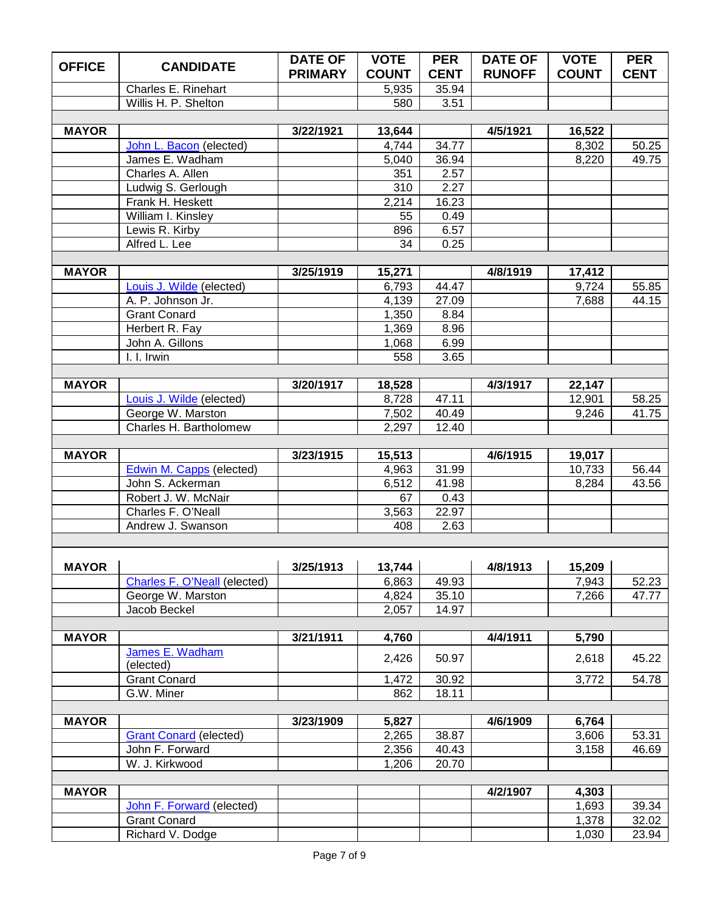| OFFICE | CANDIDATE | DATE OF PRIMARY | VOTE COUNT | PER CENT | DATE OF RUNOFF | VOTE COUNT | PER CENT |
|---|---|---|---|---|---|---|---|
| | Charles E. Rinehart | | 5,935 | 35.94 | | | |
| | Willis H. P. Shelton | | 580 | 3.51 | | | |
| | | | | | | | |
| **MAYOR** | | **3/22/1921** | **13,644** | | **4/5/1921** | **16,522** | |
| | John L. Bacon (elected) | | 4,744 | 34.77 | | 8,302 | 50.25 |
| | James E. Wadham | | 5,040 | 36.94 | | 8,220 | 49.75 |
| | Charles A. Allen | | 351 | 2.57 | | | |
| | Ludwig S. Gerlough | | 310 | 2.27 | | | |
| | Frank H. Heskett | | 2,214 | 16.23 | | | |
| | William I. Kinsley | | 55 | 0.49 | | | |
| | Lewis R. Kirby | | 896 | 6.57 | | | |
| | Alfred L. Lee | | 34 | 0.25 | | | |
| | | | | | | | |
| **MAYOR** | | **3/25/1919** | **15,271** | | **4/8/1919** | **17,412** | |
| | Louis J. Wilde (elected) | | 6,793 | 44.47 | | 9,724 | 55.85 |
| | A. P. Johnson Jr. | | 4,139 | 27.09 | | 7,688 | 44.15 |
| | Grant Conard | | 1,350 | 8.84 | | | |
| | Herbert R. Fay | | 1,369 | 8.96 | | | |
| | John A. Gillons | | 1,068 | 6.99 | | | |
| | I. I. Irwin | | 558 | 3.65 | | | |
| | | | | | | | |
| **MAYOR** | | **3/20/1917** | **18,528** | | **4/3/1917** | **22,147** | |
| | Louis J. Wilde (elected) | | 8,728 | 47.11 | | 12,901 | 58.25 |
| | George W. Marston | | 7,502 | 40.49 | | 9,246 | 41.75 |
| | Charles H. Bartholomew | | 2,297 | 12.40 | | | |
| | | | | | | | |
| **MAYOR** | | **3/23/1915** | **15,513** | | **4/6/1915** | **19,017** | |
| | Edwin M. Capps (elected) | | 4,963 | 31.99 | | 10,733 | 56.44 |
| | John S. Ackerman | | 6,512 | 41.98 | | 8,284 | 43.56 |
| | Robert J. W. McNair | | 67 | 0.43 | | | |
| | Charles F. O'Neall | | 3,563 | 22.97 | | | |
| | Andrew J. Swanson | | 408 | 2.63 | | | |
| | | | | | | | |
| **MAYOR** | | **3/25/1913** | **13,744** | | **4/8/1913** | **15,209** | |
| | Charles F. O'Neall (elected) | | 6,863 | 49.93 | | 7,943 | 52.23 |
| | George W. Marston | | 4,824 | 35.10 | | 7,266 | 47.77 |
| | Jacob Beckel | | 2,057 | 14.97 | | | |
| | | | | | | | |
| **MAYOR** | | **3/21/1911** | **4,760** | | **4/4/1911** | **5,790** | |
| | James E. Wadham (elected) | | 2,426 | 50.97 | | 2,618 | 45.22 |
| | Grant Conard | | 1,472 | 30.92 | | 3,772 | 54.78 |
| | G.W. Miner | | 862 | 18.11 | | | |
| | | | | | | | |
| **MAYOR** | | **3/23/1909** | **5,827** | | **4/6/1909** | **6,764** | |
| | Grant Conard (elected) | | 2,265 | 38.87 | | 3,606 | 53.31 |
| | John F. Forward | | 2,356 | 40.43 | | 3,158 | 46.69 |
| | W. J. Kirkwood | | 1,206 | 20.70 | | | |
| | | | | | | | |
| **MAYOR** | | | | | **4/2/1907** | **4,303** | |
| | John F. Forward (elected) | | | | | 1,693 | 39.34 |
| | Grant Conard | | | | | 1,378 | 32.02 |
| | Richard V. Dodge | | | | | 1,030 | 23.94 |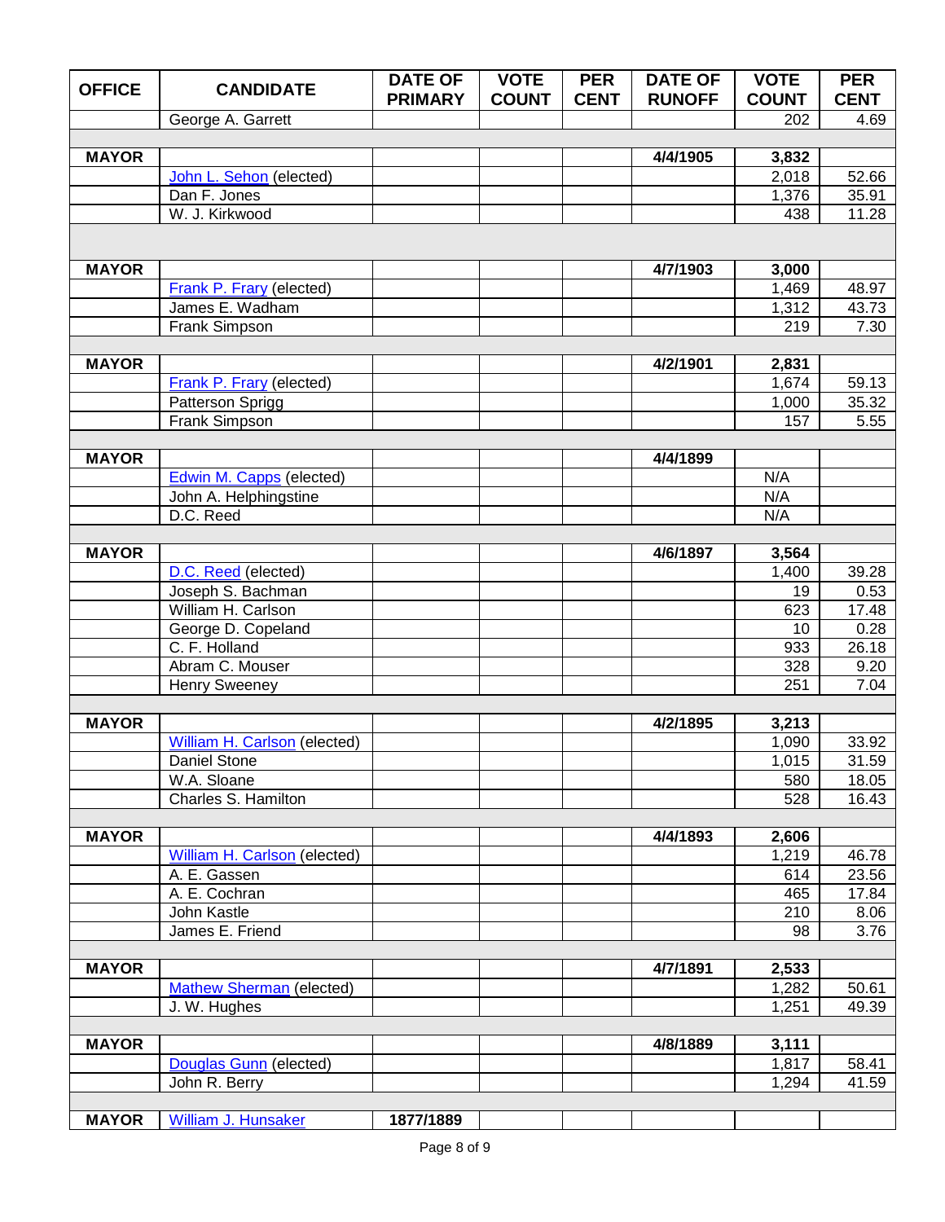| OFFICE | CANDIDATE | DATE OF PRIMARY | VOTE COUNT | PER CENT | DATE OF RUNOFF | VOTE COUNT | PER CENT |
|---|---|---|---|---|---|---|---|
| | George A. Garrett | | | | | 202 | 4.69 |
| | | | | | | | |
| **MAYOR** | | | | | **4/4/1905** | **3,832** | |
| | John L. Sehon (elected) | | | | | 2,018 | 52.66 |
| | Dan F. Jones | | | | | 1,376 | 35.91 |
| | W. J. Kirkwood | | | | | 438 | 11.28 |
| | | | | | | | |
| **MAYOR** | | | | | **4/7/1903** | **3,000** | |
| | Frank P. Frary (elected) | | | | | 1,469 | 48.97 |
| | James E. Wadham | | | | | 1,312 | 43.73 |
| | Frank Simpson | | | | | 219 | 7.30 |
| | | | | | | | |
| **MAYOR** | | | | | **4/2/1901** | **2,831** | |
| | Frank P. Frary (elected) | | | | | 1,674 | 59.13 |
| | Patterson Sprigg | | | | | 1,000 | 35.32 |
| | Frank Simpson | | | | | 157 | 5.55 |
| | | | | | | | |
| **MAYOR** | | | | | **4/4/1899** | | |
| | Edwin M. Capps (elected) | | | | | N/A | |
| | John A. Helphingstine | | | | | N/A | |
| | D.C. Reed | | | | | N/A | |
| | | | | | | | |
| **MAYOR** | | | | | **4/6/1897** | **3,564** | |
| | D.C. Reed (elected) | | | | | 1,400 | 39.28 |
| | Joseph S. Bachman | | | | | 19 | 0.53 |
| | William H. Carlson | | | | | 623 | 17.48 |
| | George D. Copeland | | | | | 10 | 0.28 |
| | C. F. Holland | | | | | 933 | 26.18 |
| | Abram C. Mouser | | | | | 328 | 9.20 |
| | Henry Sweeney | | | | | 251 | 7.04 |
| | | | | | | | |
| **MAYOR** | | | | | **4/2/1895** | **3,213** | |
| | William H. Carlson (elected) | | | | | 1,090 | 33.92 |
| | Daniel Stone | | | | | 1,015 | 31.59 |
| | W.A. Sloane | | | | | 580 | 18.05 |
| | Charles S. Hamilton | | | | | 528 | 16.43 |
| | | | | | | | |
| **MAYOR** | | | | | **4/4/1893** | **2,606** | |
| | William H. Carlson (elected) | | | | | 1,219 | 46.78 |
| | A. E. Gassen | | | | | 614 | 23.56 |
| | A. E. Cochran | | | | | 465 | 17.84 |
| | John Kastle | | | | | 210 | 8.06 |
| | James E. Friend | | | | | 98 | 3.76 |
| | | | | | | | |
| **MAYOR** | | | | | **4/7/1891** | **2,533** | |
| | Mathew Sherman (elected) | | | | | 1,282 | 50.61 |
| | J. W. Hughes | | | | | 1,251 | 49.39 |
| | | | | | | | |
| **MAYOR** | | | | | **4/8/1889** | **3,111** | |
| | Douglas Gunn (elected) | | | | | 1,817 | 58.41 |
| | John R. Berry | | | | | 1,294 | 41.59 |
| | | | | | | | |
| **MAYOR** | William J. Hunsaker | **1877/1889** | | | | | |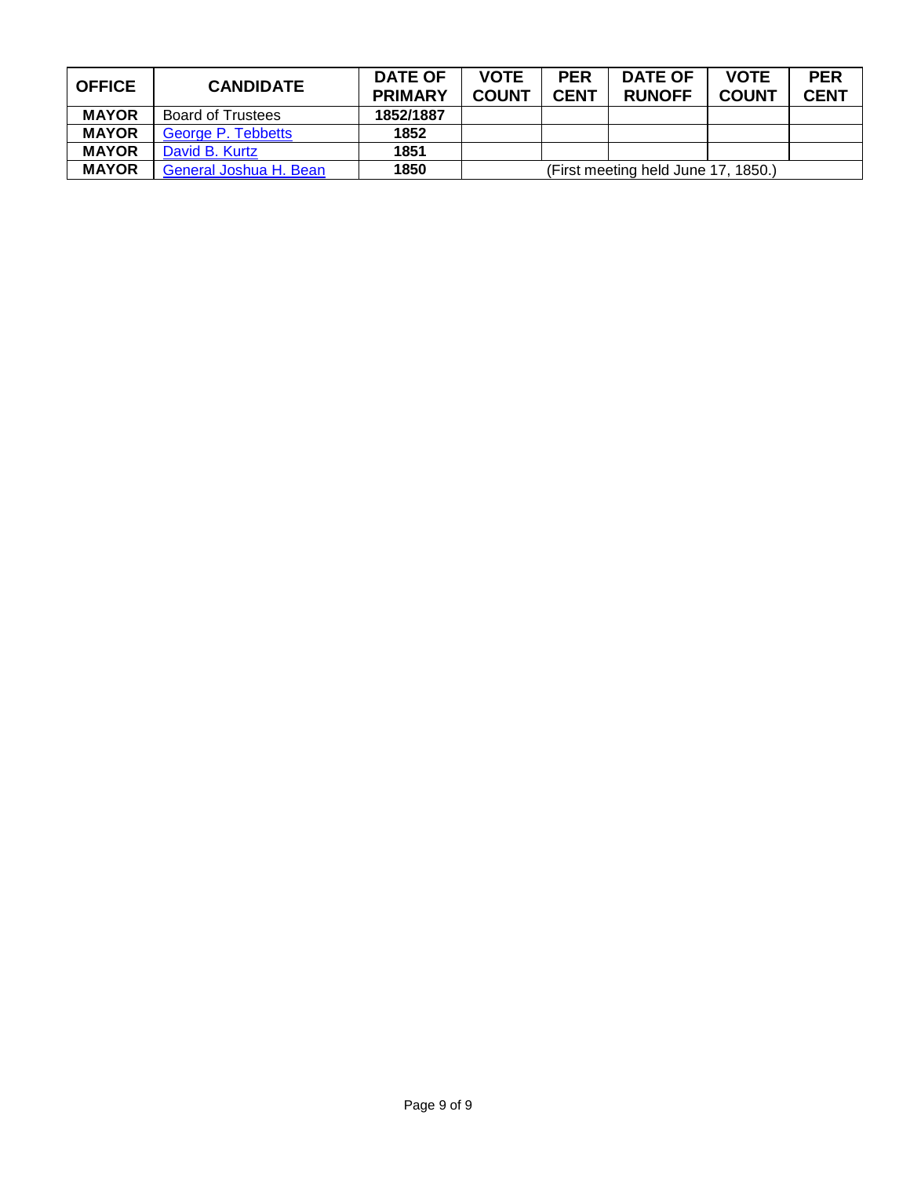| OFFICE | CANDIDATE | DATE OF PRIMARY | VOTE COUNT | PER CENT | DATE OF RUNOFF | VOTE COUNT | PER CENT |
|---|---|---|---|---|---|---|---|
| **MAYOR** | Board of Trustees | **1852/1887** | | | | | |
| **MAYOR** | George P. Tebbetts | **1852** | | | | | |
| **MAYOR** | David B. Kurtz | **1851** | | | | | |
| **MAYOR** | General Joshua H. Bean | **1850** | (First meeting held June 17, 1850.) | | | | |